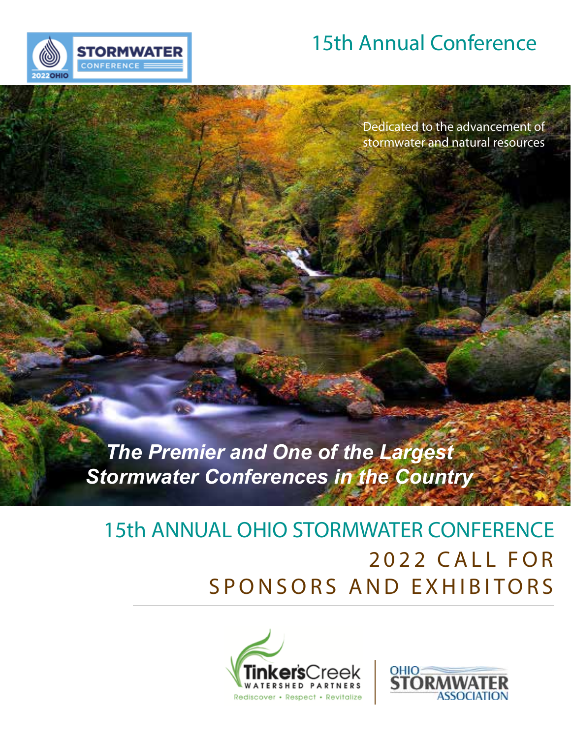STORMWATER CONFERENCE 2022 OHIO

# 15th Annual Conference

Dedicated to the advancement of stormwater and natural resources

***The Premier and One of the Largest Stormwater Conferences in the Country***

# 15th ANNUAL OHIO STORMWATER CONFERENCE

## 2022 CALL FOR SPONSORS AND EXHIBITORS

Tinker's Creek Watershed Partners — Rediscover • Respect • Revitalize

Ohio Stormwater Association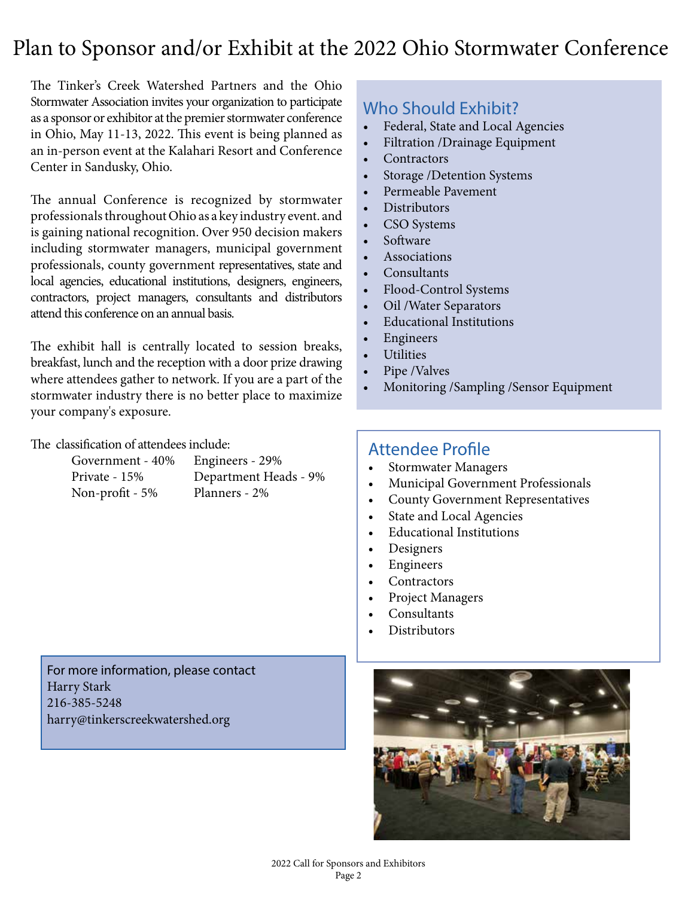# Plan to Sponsor and/or Exhibit at the 2022 Ohio Stormwater Conference

The Tinker's Creek Watershed Partners and the Ohio Stormwater Association invites your organization to participate as a sponsor or exhibitor at the premier stormwater conference in Ohio, May 11-13, 2022. This event is being planned as an in-person event at the Kalahari Resort and Conference Center in Sandusky, Ohio.

The annual Conference is recognized by stormwater professionals throughout Ohio as a key industry event. and is gaining national recognition. Over 950 decision makers including stormwater managers, municipal government professionals, county government representatives, state and local agencies, educational institutions, designers, engineers, contractors, project managers, consultants and distributors attend this conference on an annual basis.

The exhibit hall is centrally located to session breaks, breakfast, lunch and the reception with a door prize drawing where attendees gather to network. If you are a part of the stormwater industry there is no better place to maximize your company's exposure.

The classification of attendees include:

| | |
|---|---|
| Government - 40% | Engineers - 29% |
| Private - 15% | Department Heads - 9% |
| Non-profit - 5% | Planners - 2% |

## Who Should Exhibit?

- Federal, State and Local Agencies
- Filtration /Drainage Equipment
- Contractors
- Storage /Detention Systems
- Permeable Pavement
- Distributors
- CSO Systems
- Software
- Associations
- Consultants
- Flood-Control Systems
- Oil /Water Separators
- Educational Institutions
- Engineers
- Utilities
- Pipe /Valves
- Monitoring /Sampling /Sensor Equipment

## Attendee Profile

- Stormwater Managers
- Municipal Government Professionals
- County Government Representatives
- State and Local Agencies
- Educational Institutions
- Designers
- Engineers
- Contractors
- Project Managers
- Consultants
- Distributors

For more information, please contact
Harry Stark
216-385-5248
harry@tinkerscreekwatershed.org

2022 Call for Sponsors and Exhibitors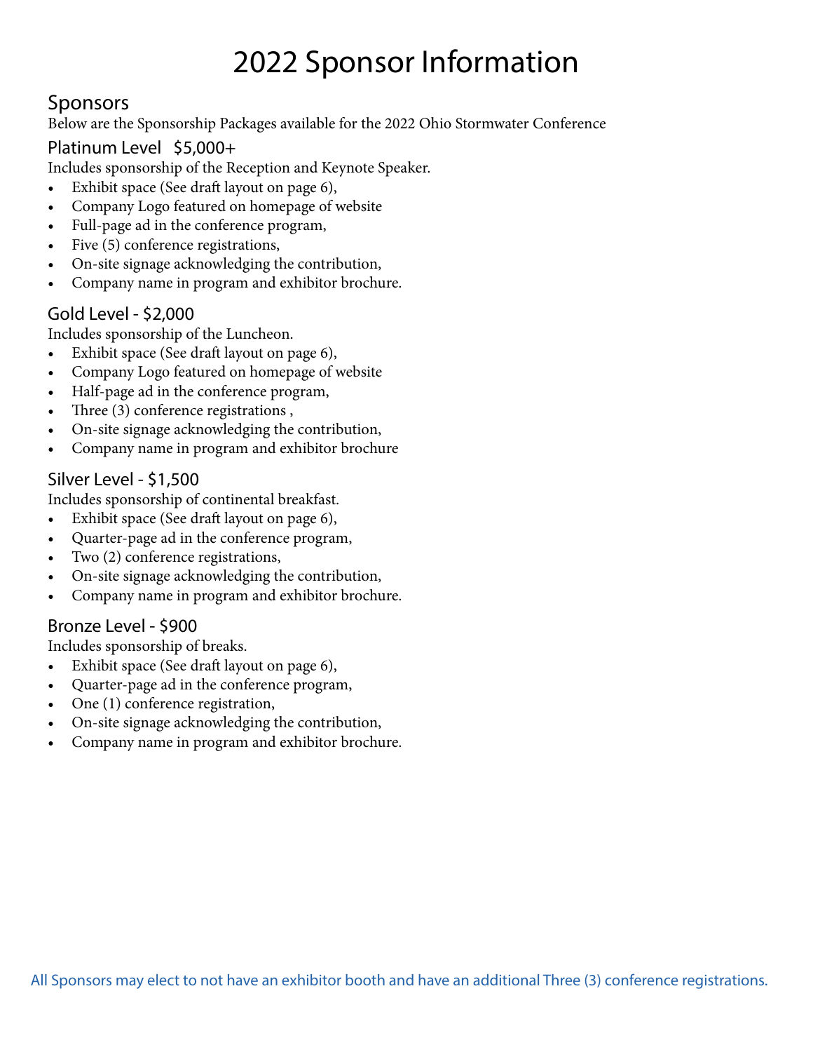# 2022 Sponsor Information

## Sponsors

Below are the Sponsorship Packages available for the 2022 Ohio Stormwater Conference

### Platinum Level $5,000+

Includes sponsorship of the Reception and Keynote Speaker.

- Exhibit space (See draft layout on page 6),
- Company Logo featured on homepage of website
- Full-page ad in the conference program,
- Five (5) conference registrations,
- On-site signage acknowledging the contribution,
- Company name in program and exhibitor brochure.

### Gold Level - $2,000

Includes sponsorship of the Luncheon.

- Exhibit space (See draft layout on page 6),
- Company Logo featured on homepage of website
- Half-page ad in the conference program,
- Three (3) conference registrations ,
- On-site signage acknowledging the contribution,
- Company name in program and exhibitor brochure

### Silver Level - $1,500

Includes sponsorship of continental breakfast.

- Exhibit space (See draft layout on page 6),
- Quarter-page ad in the conference program,
- Two (2) conference registrations,
- On-site signage acknowledging the contribution,
- Company name in program and exhibitor brochure.

### Bronze Level - $900

Includes sponsorship of breaks.

- Exhibit space (See draft layout on page 6),
- Quarter-page ad in the conference program,
- One (1) conference registration,
- On-site signage acknowledging the contribution,
- Company name in program and exhibitor brochure.

All Sponsors may elect to not have an exhibitor booth and have an additional Three (3) conference registrations.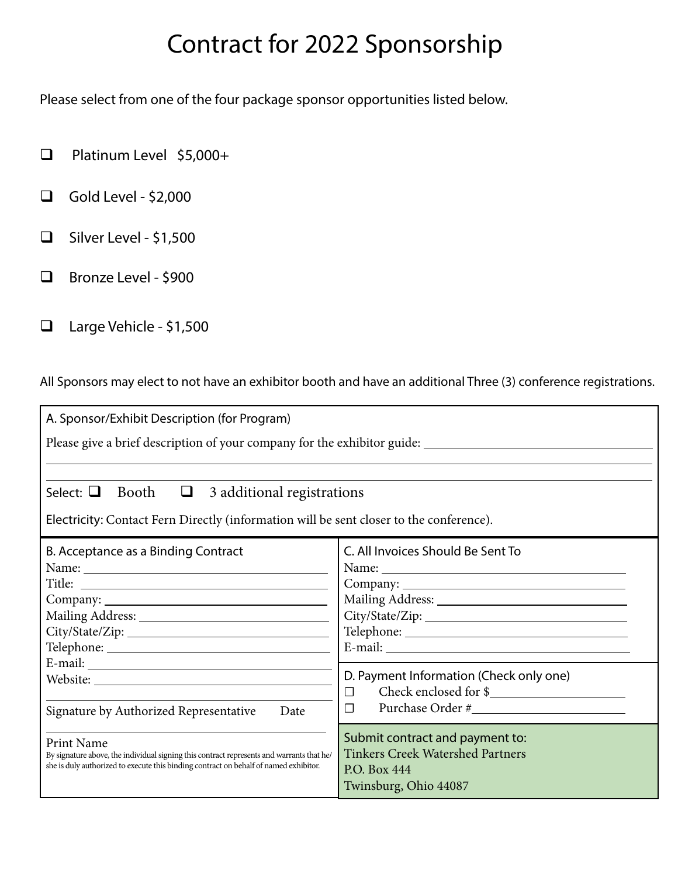# Contract for 2022 Sponsorship

Please select from one of the four package sponsor opportunities listed below.

- ☐ Platinum Level $5,000+
- ☐ Gold Level - $2,000
- ☐ Silver Level - $1,500
- ☐ Bronze Level - $900
- ☐ Large Vehicle - $1,500

All Sponsors may elect to not have an exhibitor booth and have an additional Three (3) conference registrations.

## A. Sponsor/Exhibit Description (for Program)

Please give a brief description of your company for the exhibitor guide: ____________________

____________________

____________________

Select: ☐ Booth ☐ 3 additional registrations

Electricity: Contact Fern Directly (information will be sent closer to the conference).

## B. Acceptance as a Binding Contract

Name: ____________________

Title: ____________________

Company: ____________________

Mailing Address: ____________________

City/State/Zip: ____________________

Telephone: ____________________

E-mail: ____________________

Website: ____________________

____________________

Signature by Authorized Representative Date

____________________

Print Name

By signature above, the individual signing this contract represents and warrants that he/she is duly authorized to execute this binding contract on behalf of named exhibitor.

## C. All Invoices Should Be Sent To

Name: ____________________

Company: ____________________

Mailing Address: ____________________

City/State/Zip: ____________________

Telephone: ____________________

E-mail: ____________________

## D. Payment Information (Check only one)

- ☐ Check enclosed for $____________________
- ☐ Purchase Order #____________________

**Submit contract and payment to:**

Tinkers Creek Watershed Partners

P.O. Box 444

Twinsburg, Ohio 44087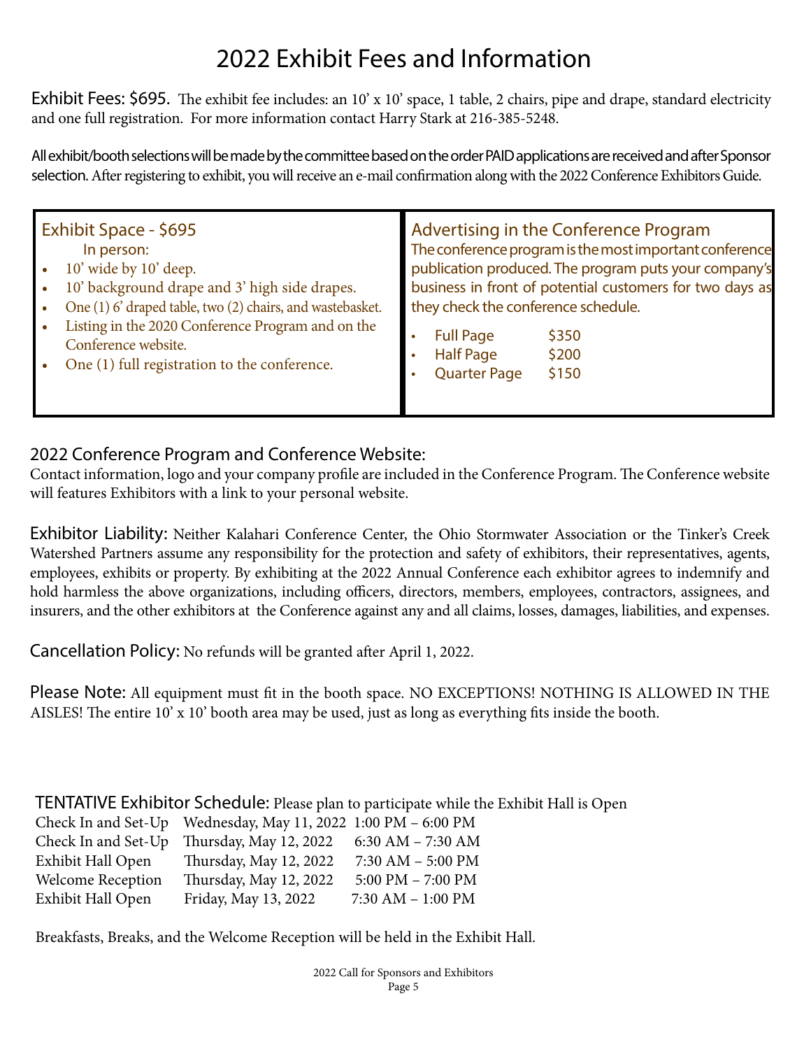# 2022 Exhibit Fees and Information

**Exhibit Fees: $695.** The exhibit fee includes: an 10' x 10' space, 1 table, 2 chairs, pipe and drape, standard electricity and one full registration. For more information contact Harry Stark at 216-385-5248.

All exhibit/booth selections will be made by the committee based on the order PAID applications are received and after Sponsor selection. After registering to exhibit, you will receive an e-mail confirmation along with the 2022 Conference Exhibitors Guide.

### Exhibit Space - $695

In person:

- 10' wide by 10' deep.
- 10' background drape and 3' high side drapes.
- One (1) 6' draped table, two (2) chairs, and wastebasket.
- Listing in the 2020 Conference Program and on the Conference website.
- One (1) full registration to the conference.

### Advertising in the Conference Program

The conference program is the most important conference publication produced. The program puts your company's business in front of potential customers for two days as they check the conference schedule.

- Full Page $350
- Half Page $200
- Quarter Page $150

## 2022 Conference Program and Conference Website:

Contact information, logo and your company profile are included in the Conference Program. The Conference website will features Exhibitors with a link to your personal website.

**Exhibitor Liability:** Neither Kalahari Conference Center, the Ohio Stormwater Association or the Tinker's Creek Watershed Partners assume any responsibility for the protection and safety of exhibitors, their representatives, agents, employees, exhibits or property. By exhibiting at the 2022 Annual Conference each exhibitor agrees to indemnify and hold harmless the above organizations, including officers, directors, members, employees, contractors, assignees, and insurers, and the other exhibitors at the Conference against any and all claims, losses, damages, liabilities, and expenses.

**Cancellation Policy:** No refunds will be granted after April 1, 2022.

**Please Note:** All equipment must fit in the booth space. NO EXCEPTIONS! NOTHING IS ALLOWED IN THE AISLES! The entire 10' x 10' booth area may be used, just as long as everything fits inside the booth.

**TENTATIVE Exhibitor Schedule:** Please plan to participate while the Exhibit Hall is Open

| Event | Date | Time |
| --- | --- | --- |
| Check In and Set-Up | Wednesday, May 11, 2022 | 1:00 PM – 6:00 PM |
| Check In and Set-Up | Thursday, May 12, 2022 | 6:30 AM – 7:30 AM |
| Exhibit Hall Open | Thursday, May 12, 2022 | 7:30 AM – 5:00 PM |
| Welcome Reception | Thursday, May 12, 2022 | 5:00 PM – 7:00 PM |
| Exhibit Hall Open | Friday, May 13, 2022 | 7:30 AM – 1:00 PM |

Breakfasts, Breaks, and the Welcome Reception will be held in the Exhibit Hall.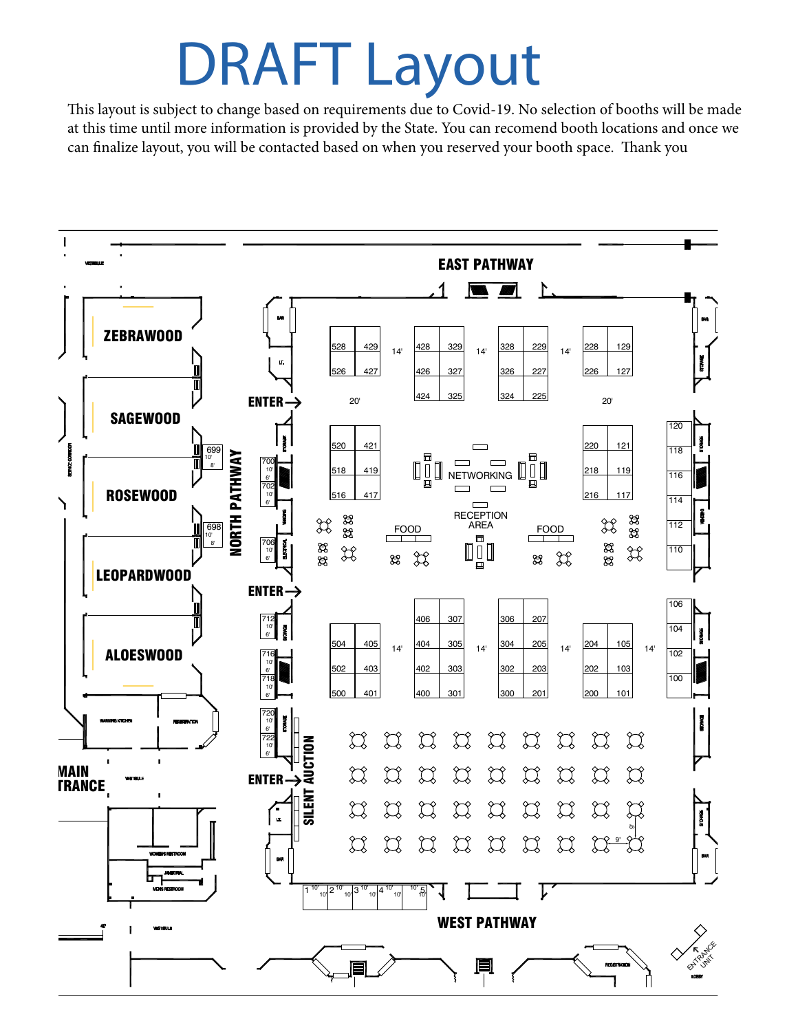# DRAFT Layout

This layout is subject to change based on requirements due to Covid-19. No selection of booths will be made at this time until more information is provided by the State. You can recomend booth locations and once we can finalize layout, you will be contacted based on when you reserved your booth space. Thank you

EAST PATHWAY

ZEBRAWOOD

SAGEWOOD

ROSEWOOD

LEOPARDWOOD

ALOESWOOD

NORTH PATHWAY

ENTER

NETWORKING

RECEPTION AREA

FOOD

FOOD

SILENT AUCTION

MAIN ENTRANCE

WEST PATHWAY

ENTRANCE UNIT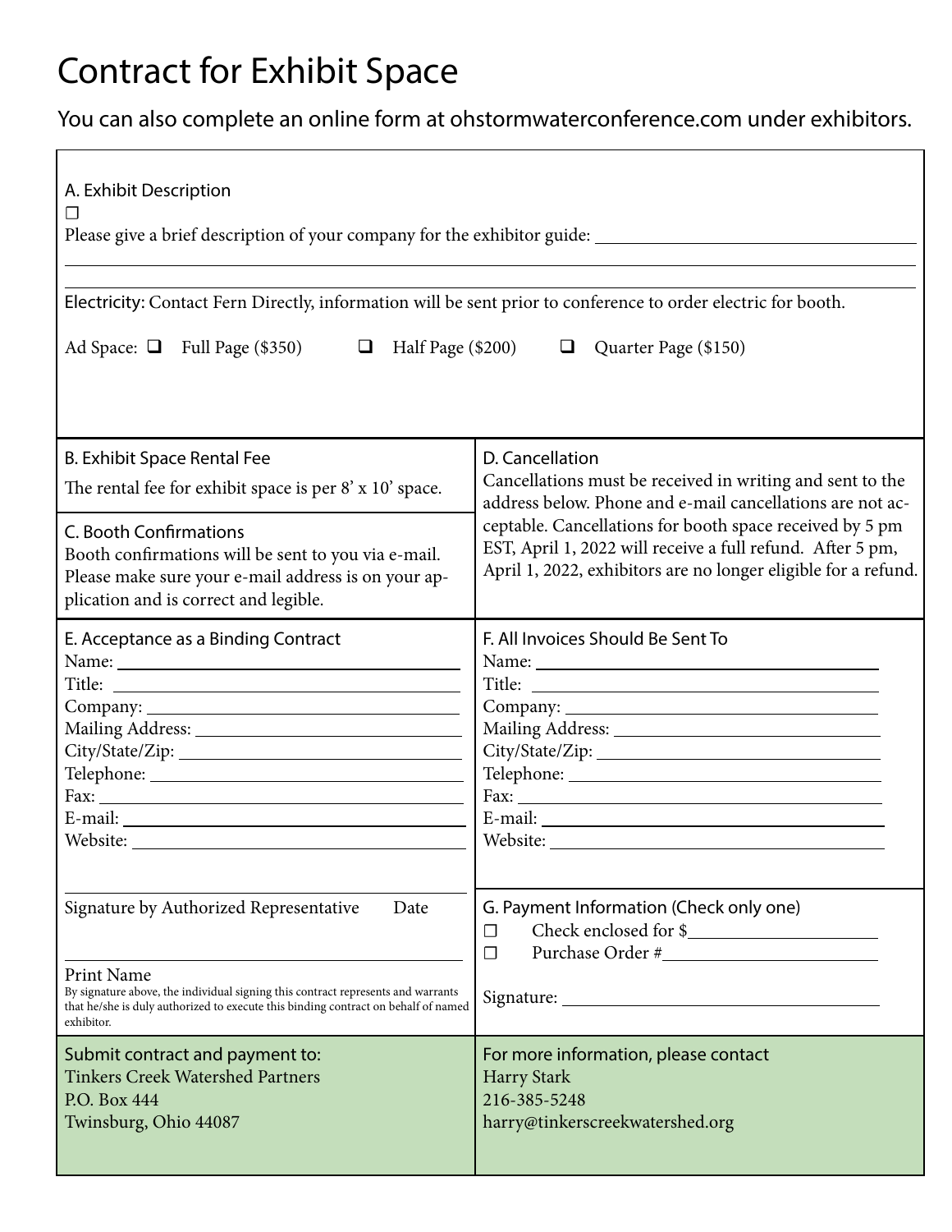# Contract for Exhibit Space

You can also complete an online form at ohstormwaterconference.com under exhibitors.

## A. Exhibit Description

☐
Please give a brief description of your company for the exhibitor guide: ____________________

____________________

____________________

Electricity: Contact Fern Directly, information will be sent prior to conference to order electric for booth.

Ad Space: ☐ Full Page ($350) ☐ Half Page ($200) ☐ Quarter Page ($150)

## B. Exhibit Space Rental Fee

The rental fee for exhibit space is per 8' x 10' space.

## C. Booth Confirmations

Booth confirmations will be sent to you via e-mail. Please make sure your e-mail address is on your application and is correct and legible.

## D. Cancellation

Cancellations must be received in writing and sent to the address below. Phone and e-mail cancellations are not acceptable. Cancellations for booth space received by 5 pm EST, April 1, 2022 will receive a full refund. After 5 pm, April 1, 2022, exhibitors are no longer eligible for a refund.

## E. Acceptance as a Binding Contract

Name: ____________________
Title: ____________________
Company: ____________________
Mailing Address: ____________________
City/State/Zip: ____________________
Telephone: ____________________
Fax: ____________________
E-mail: ____________________
Website: ____________________

____________________
Signature by Authorized Representative Date

____________________
Print Name

By signature above, the individual signing this contract represents and warrants that he/she is duly authorized to execute this binding contract on behalf of named exhibitor.

## F. All Invoices Should Be Sent To

Name: ____________________
Title: ____________________
Company: ____________________
Mailing Address: ____________________
City/State/Zip: ____________________
Telephone: ____________________
Fax: ____________________
E-mail: ____________________
Website: ____________________

## G. Payment Information (Check only one)

☐ Check enclosed for $____________________
☐ Purchase Order #____________________

Signature: ____________________

**Submit contract and payment to:**
Tinkers Creek Watershed Partners
P.O. Box 444
Twinsburg, Ohio 44087

**For more information, please contact**
Harry Stark
216-385-5248
harry@tinkerscreekwatershed.org